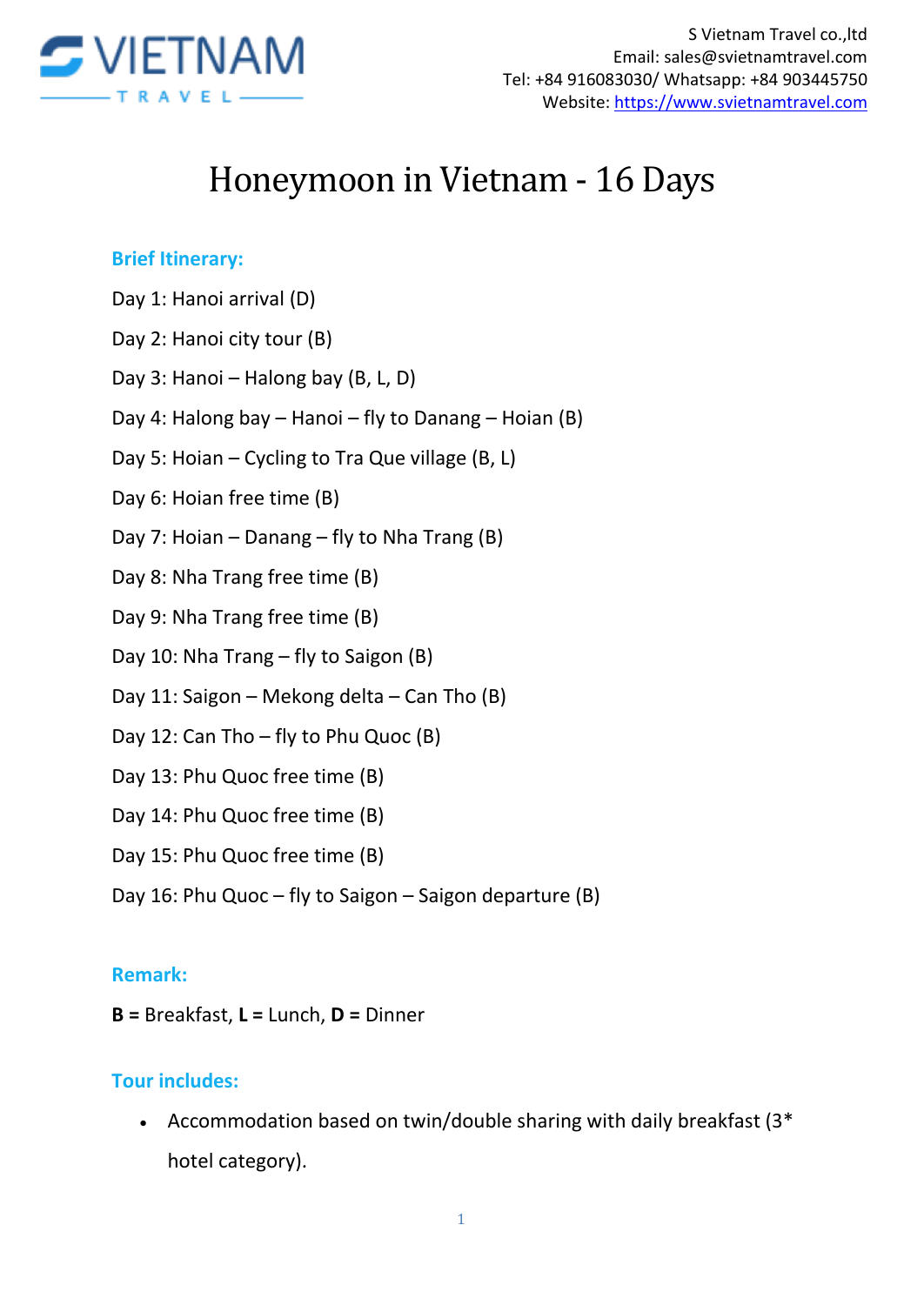S Vietnam Travel co.,ltd
Email: sales@svietnamtravel.com
Tel: +84 916083030/ Whatsapp: +84 903445750
Website: https://www.svietnamtravel.com

# Honeymoon in Vietnam - 16 Days

## Brief Itinerary:

Day 1: Hanoi arrival (D)

Day 2: Hanoi city tour (B)

Day 3: Hanoi – Halong bay (B, L, D)

Day 4: Halong bay – Hanoi – fly to Danang – Hoian (B)

Day 5: Hoian – Cycling to Tra Que village (B, L)

Day 6: Hoian free time (B)

Day 7: Hoian – Danang – fly to Nha Trang (B)

Day 8: Nha Trang free time (B)

Day 9: Nha Trang free time (B)

Day 10: Nha Trang – fly to Saigon (B)

Day 11: Saigon – Mekong delta – Can Tho (B)

Day 12: Can Tho – fly to Phu Quoc (B)

Day 13: Phu Quoc free time (B)

Day 14: Phu Quoc free time (B)

Day 15: Phu Quoc free time (B)

Day 16: Phu Quoc – fly to Saigon – Saigon departure (B)

## Remark:

**B =** Breakfast, **L =** Lunch, **D =** Dinner

## Tour includes:

- Accommodation based on twin/double sharing with daily breakfast (3* hotel category).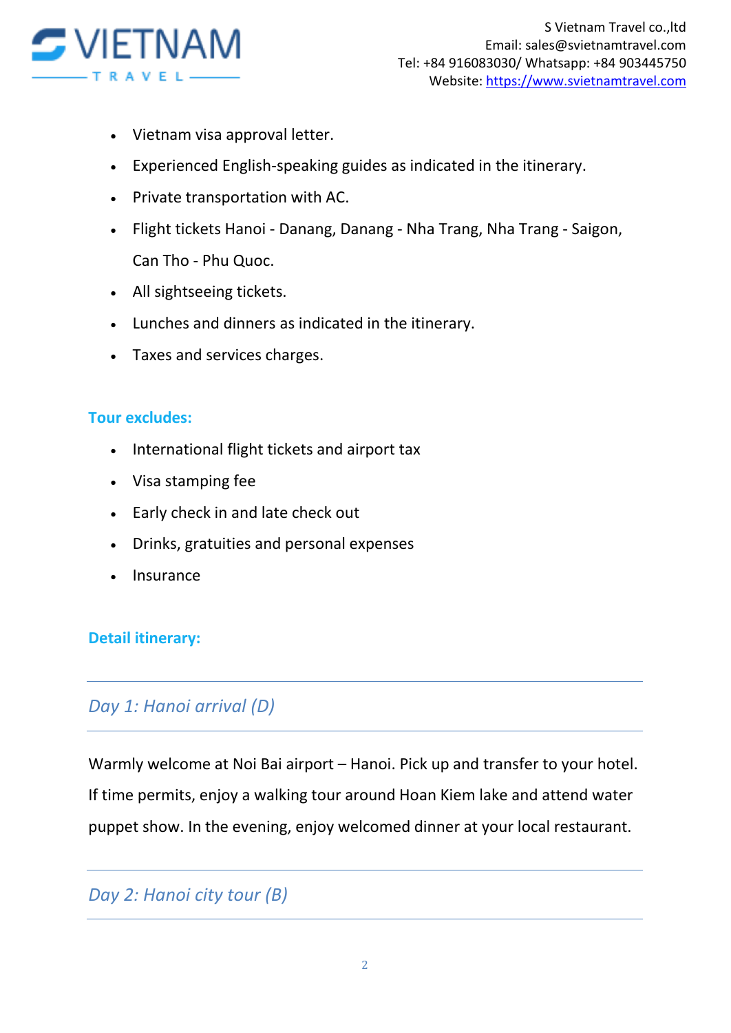- Vietnam visa approval letter.
- Experienced English-speaking guides as indicated in the itinerary.
- Private transportation with AC.
- Flight tickets Hanoi - Danang, Danang - Nha Trang, Nha Trang - Saigon, Can Tho - Phu Quoc.
- All sightseeing tickets.
- Lunches and dinners as indicated in the itinerary.
- Taxes and services charges.

**Tour excludes:**

- International flight tickets and airport tax
- Visa stamping fee
- Early check in and late check out
- Drinks, gratuities and personal expenses
- Insurance

**Detail itinerary:**

## *Day 1: Hanoi arrival (D)*

Warmly welcome at Noi Bai airport – Hanoi. Pick up and transfer to your hotel. If time permits, enjoy a walking tour around Hoan Kiem lake and attend water puppet show. In the evening, enjoy welcomed dinner at your local restaurant.

## *Day 2: Hanoi city tour (B)*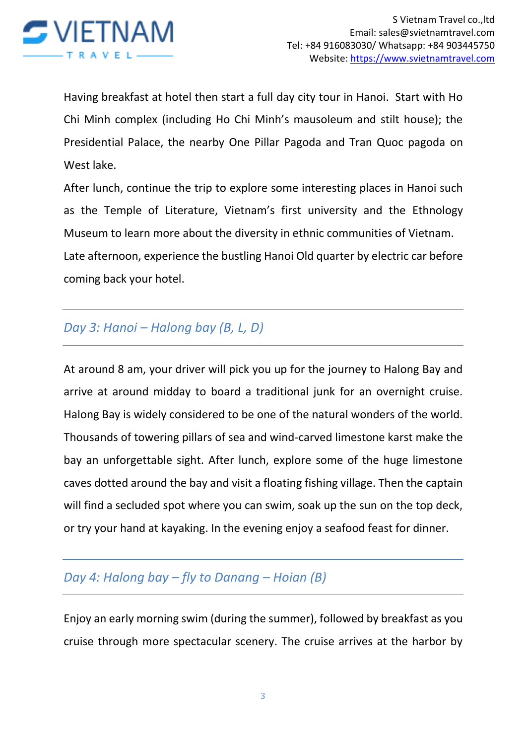Having breakfast at hotel then start a full day city tour in Hanoi. Start with Ho Chi Minh complex (including Ho Chi Minh's mausoleum and stilt house); the Presidential Palace, the nearby One Pillar Pagoda and Tran Quoc pagoda on West lake.

After lunch, continue the trip to explore some interesting places in Hanoi such as the Temple of Literature, Vietnam's first university and the Ethnology Museum to learn more about the diversity in ethnic communities of Vietnam.

Late afternoon, experience the bustling Hanoi Old quarter by electric car before coming back your hotel.

---

## *Day 3: Hanoi – Halong bay (B, L, D)*

---

At around 8 am, your driver will pick you up for the journey to Halong Bay and arrive at around midday to board a traditional junk for an overnight cruise. Halong Bay is widely considered to be one of the natural wonders of the world. Thousands of towering pillars of sea and wind-carved limestone karst make the bay an unforgettable sight. After lunch, explore some of the huge limestone caves dotted around the bay and visit a floating fishing village. Then the captain will find a secluded spot where you can swim, soak up the sun on the top deck, or try your hand at kayaking. In the evening enjoy a seafood feast for dinner.

---

## *Day 4: Halong bay – fly to Danang – Hoian (B)*

---

Enjoy an early morning swim (during the summer), followed by breakfast as you cruise through more spectacular scenery. The cruise arrives at the harbor by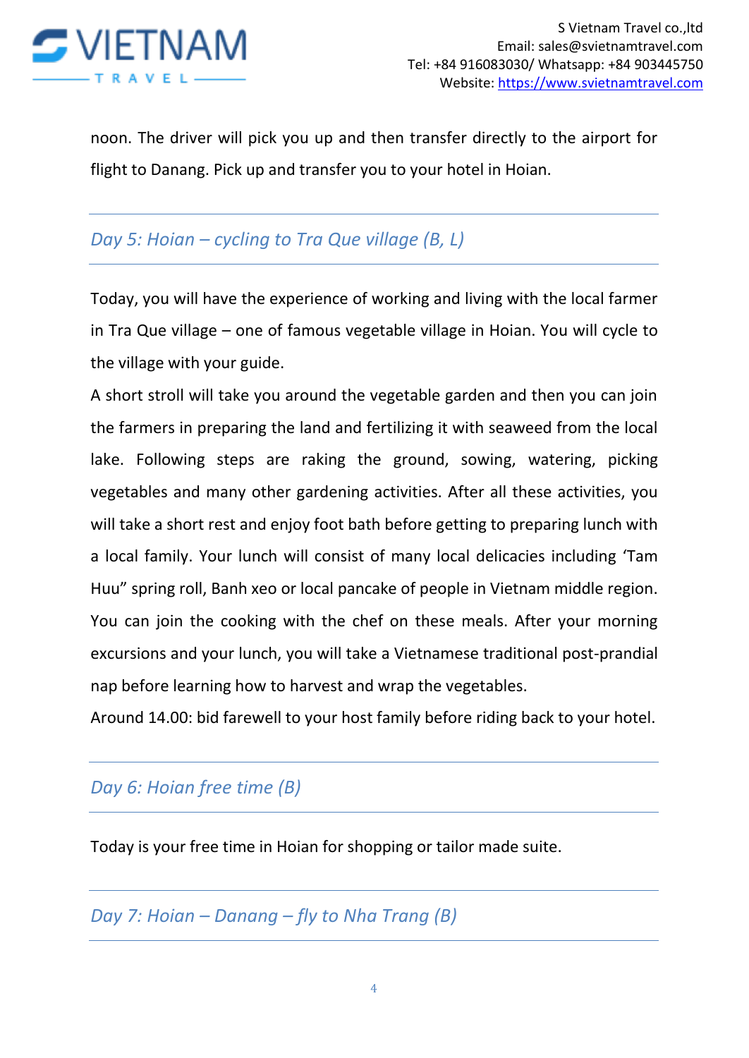noon. The driver will pick you up and then transfer directly to the airport for flight to Danang. Pick up and transfer you to your hotel in Hoian.

## *Day 5: Hoian – cycling to Tra Que village (B, L)*

Today, you will have the experience of working and living with the local farmer in Tra Que village – one of famous vegetable village in Hoian. You will cycle to the village with your guide.

A short stroll will take you around the vegetable garden and then you can join the farmers in preparing the land and fertilizing it with seaweed from the local lake. Following steps are raking the ground, sowing, watering, picking vegetables and many other gardening activities. After all these activities, you will take a short rest and enjoy foot bath before getting to preparing lunch with a local family. Your lunch will consist of many local delicacies including 'Tam Huu" spring roll, Banh xeo or local pancake of people in Vietnam middle region. You can join the cooking with the chef on these meals. After your morning excursions and your lunch, you will take a Vietnamese traditional post-prandial nap before learning how to harvest and wrap the vegetables.

Around 14.00: bid farewell to your host family before riding back to your hotel.

## *Day 6: Hoian free time (B)*

Today is your free time in Hoian for shopping or tailor made suite.

## *Day 7: Hoian – Danang – fly to Nha Trang (B)*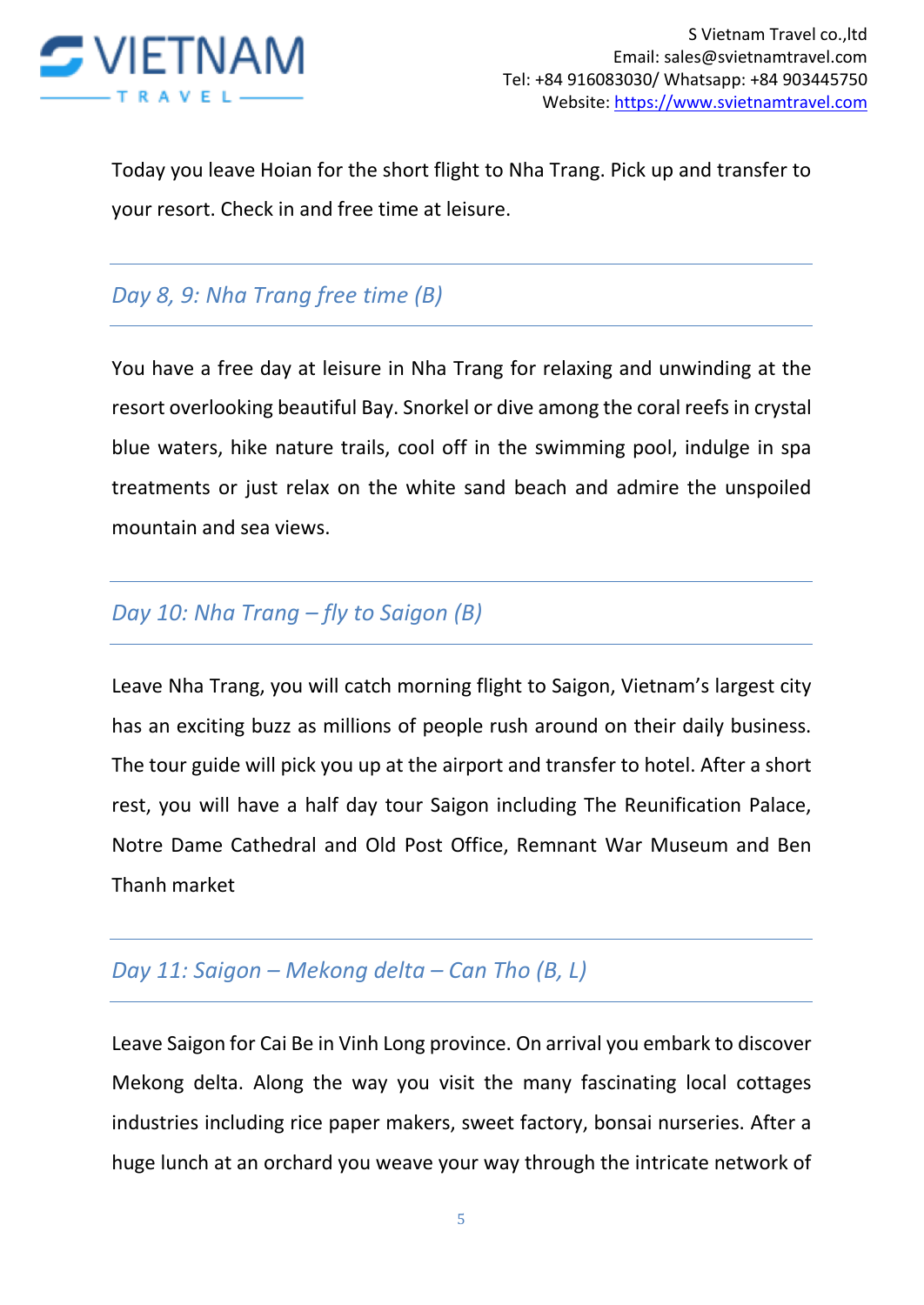Today you leave Hoian for the short flight to Nha Trang. Pick up and transfer to your resort. Check in and free time at leisure.

## *Day 8, 9: Nha Trang free time (B)*

You have a free day at leisure in Nha Trang for relaxing and unwinding at the resort overlooking beautiful Bay. Snorkel or dive among the coral reefs in crystal blue waters, hike nature trails, cool off in the swimming pool, indulge in spa treatments or just relax on the white sand beach and admire the unspoiled mountain and sea views.

## *Day 10: Nha Trang – fly to Saigon (B)*

Leave Nha Trang, you will catch morning flight to Saigon, Vietnam's largest city has an exciting buzz as millions of people rush around on their daily business. The tour guide will pick you up at the airport and transfer to hotel. After a short rest, you will have a half day tour Saigon including The Reunification Palace, Notre Dame Cathedral and Old Post Office, Remnant War Museum and Ben Thanh market

## *Day 11: Saigon – Mekong delta – Can Tho (B, L)*

Leave Saigon for Cai Be in Vinh Long province. On arrival you embark to discover Mekong delta. Along the way you visit the many fascinating local cottages industries including rice paper makers, sweet factory, bonsai nurseries. After a huge lunch at an orchard you weave your way through the intricate network of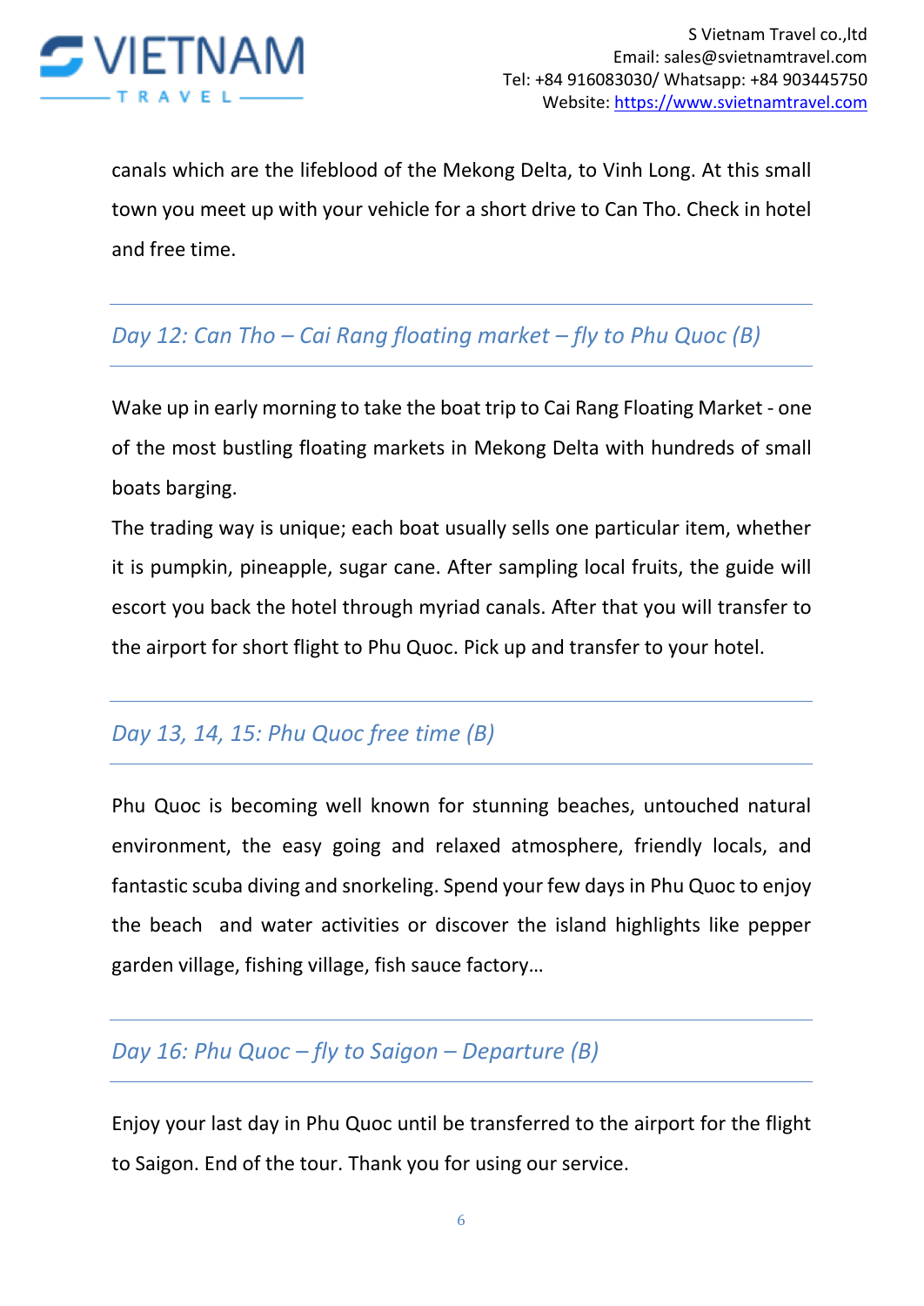canals which are the lifeblood of the Mekong Delta, to Vinh Long. At this small town you meet up with your vehicle for a short drive to Can Tho. Check in hotel and free time.

## *Day 12: Can Tho – Cai Rang floating market – fly to Phu Quoc (B)*

Wake up in early morning to take the boat trip to Cai Rang Floating Market - one of the most bustling floating markets in Mekong Delta with hundreds of small boats barging.

The trading way is unique; each boat usually sells one particular item, whether it is pumpkin, pineapple, sugar cane. After sampling local fruits, the guide will escort you back the hotel through myriad canals. After that you will transfer to the airport for short flight to Phu Quoc. Pick up and transfer to your hotel.

## *Day 13, 14, 15: Phu Quoc free time (B)*

Phu Quoc is becoming well known for stunning beaches, untouched natural environment, the easy going and relaxed atmosphere, friendly locals, and fantastic scuba diving and snorkeling. Spend your few days in Phu Quoc to enjoy the beach and water activities or discover the island highlights like pepper garden village, fishing village, fish sauce factory…

## *Day 16: Phu Quoc – fly to Saigon – Departure (B)*

Enjoy your last day in Phu Quoc until be transferred to the airport for the flight to Saigon. End of the tour. Thank you for using our service.